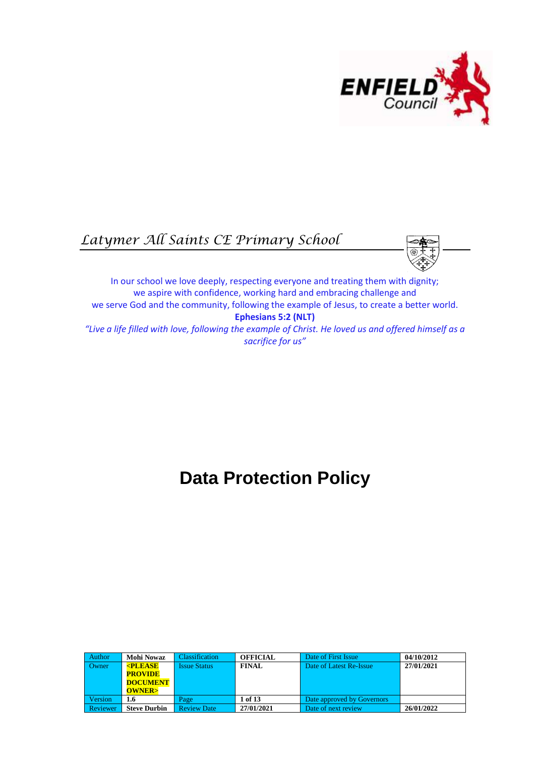*Latymer All Saints CE Primary School*

In our school we love deeply, respecting everyone and treating them with dignity;
we aspire with confidence, working hard and embracing challenge and
we serve God and the community, following the example of Jesus, to create a better world.

**Ephesians 5:2 (NLT)**

*"Live a life filled with love, following the example of Christ. He loved us and offered himself as a sacrifice for us"*

# Data Protection Policy

| Author | **Mohi Nowaz** | Classification | **OFFICIAL** | Date of First Issue | **04/10/2012** |
|---|---|---|---|---|---|
| Owner | **<PLEASE PROVIDE DOCUMENT OWNER>** | Issue Status | **FINAL** | Date of Latest Re-Issue | **27/01/2021** |
| Version | **1.6** | Page | **1 of 13** | Date approved by Governors | |
| Reviewer | **Steve Durbin** | Review Date | **27/01/2021** | Date of next review | **26/01/2022** |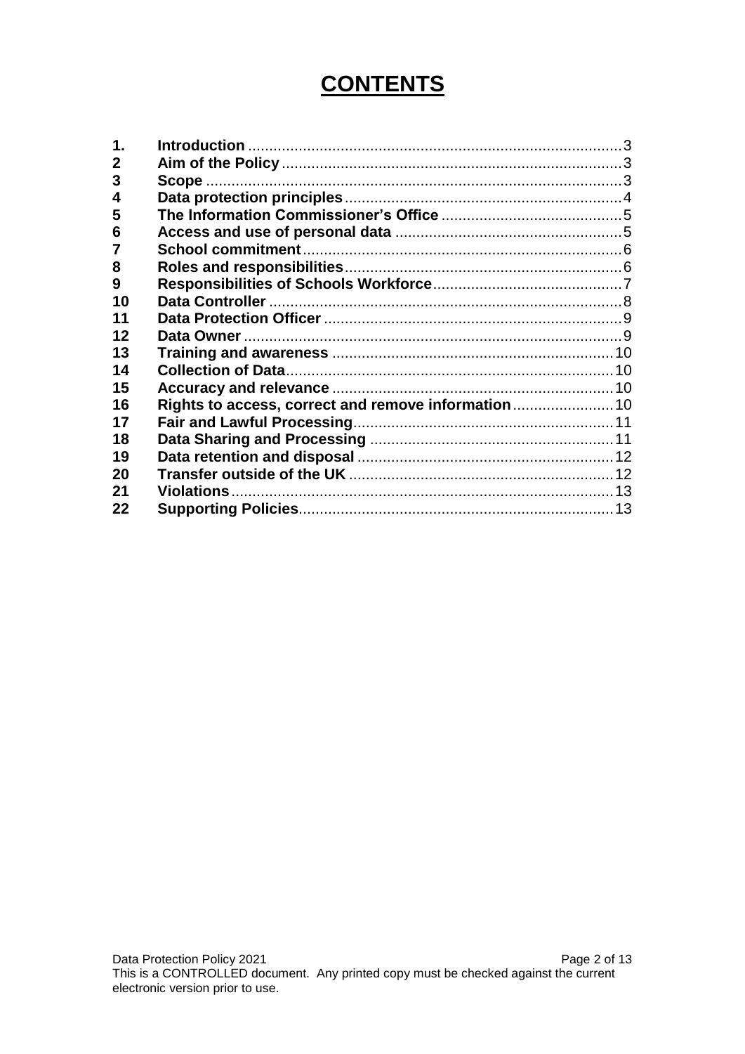# CONTENTS

| | | |
|---|---|---|
| **1.** | **Introduction** | 3 |
| **2** | **Aim of the Policy** | 3 |
| **3** | **Scope** | 3 |
| **4** | **Data protection principles** | 4 |
| **5** | **The Information Commissioner's Office** | 5 |
| **6** | **Access and use of personal data** | 5 |
| **7** | **School commitment** | 6 |
| **8** | **Roles and responsibilities** | 6 |
| **9** | **Responsibilities of Schools Workforce** | 7 |
| **10** | **Data Controller** | 8 |
| **11** | **Data Protection Officer** | 9 |
| **12** | **Data Owner** | 9 |
| **13** | **Training and awareness** | 10 |
| **14** | **Collection of Data** | 10 |
| **15** | **Accuracy and relevance** | 10 |
| **16** | **Rights to access, correct and remove information** | 10 |
| **17** | **Fair and Lawful Processing** | 11 |
| **18** | **Data Sharing and Processing** | 11 |
| **19** | **Data retention and disposal** | 12 |
| **20** | **Transfer outside of the UK** | 12 |
| **21** | **Violations** | 13 |
| **22** | **Supporting Policies** | 13 |

Data Protection Policy 2021

This is a CONTROLLED document. Any printed copy must be checked against the current electronic version prior to use.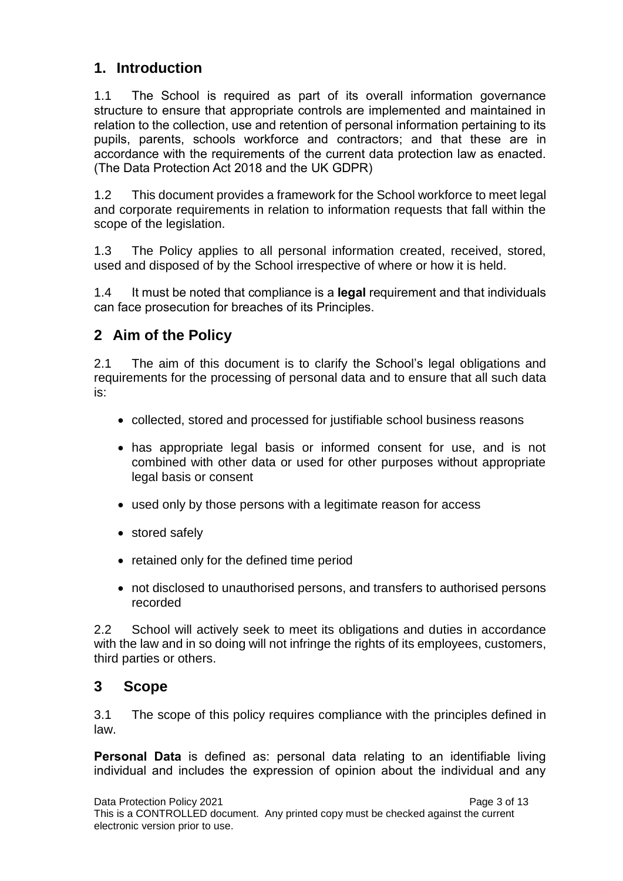## 1. Introduction

1.1 The School is required as part of its overall information governance structure to ensure that appropriate controls are implemented and maintained in relation to the collection, use and retention of personal information pertaining to its pupils, parents, schools workforce and contractors; and that these are in accordance with the requirements of the current data protection law as enacted. (The Data Protection Act 2018 and the UK GDPR)

1.2 This document provides a framework for the School workforce to meet legal and corporate requirements in relation to information requests that fall within the scope of the legislation.

1.3 The Policy applies to all personal information created, received, stored, used and disposed of by the School irrespective of where or how it is held.

1.4 It must be noted that compliance is a **legal** requirement and that individuals can face prosecution for breaches of its Principles.

## 2 Aim of the Policy

2.1 The aim of this document is to clarify the School's legal obligations and requirements for the processing of personal data and to ensure that all such data is:

- collected, stored and processed for justifiable school business reasons
- has appropriate legal basis or informed consent for use, and is not combined with other data or used for other purposes without appropriate legal basis or consent
- used only by those persons with a legitimate reason for access
- stored safely
- retained only for the defined time period
- not disclosed to unauthorised persons, and transfers to authorised persons recorded

2.2 School will actively seek to meet its obligations and duties in accordance with the law and in so doing will not infringe the rights of its employees, customers, third parties or others.

## 3 Scope

3.1 The scope of this policy requires compliance with the principles defined in law.

**Personal Data** is defined as: personal data relating to an identifiable living individual and includes the expression of opinion about the individual and any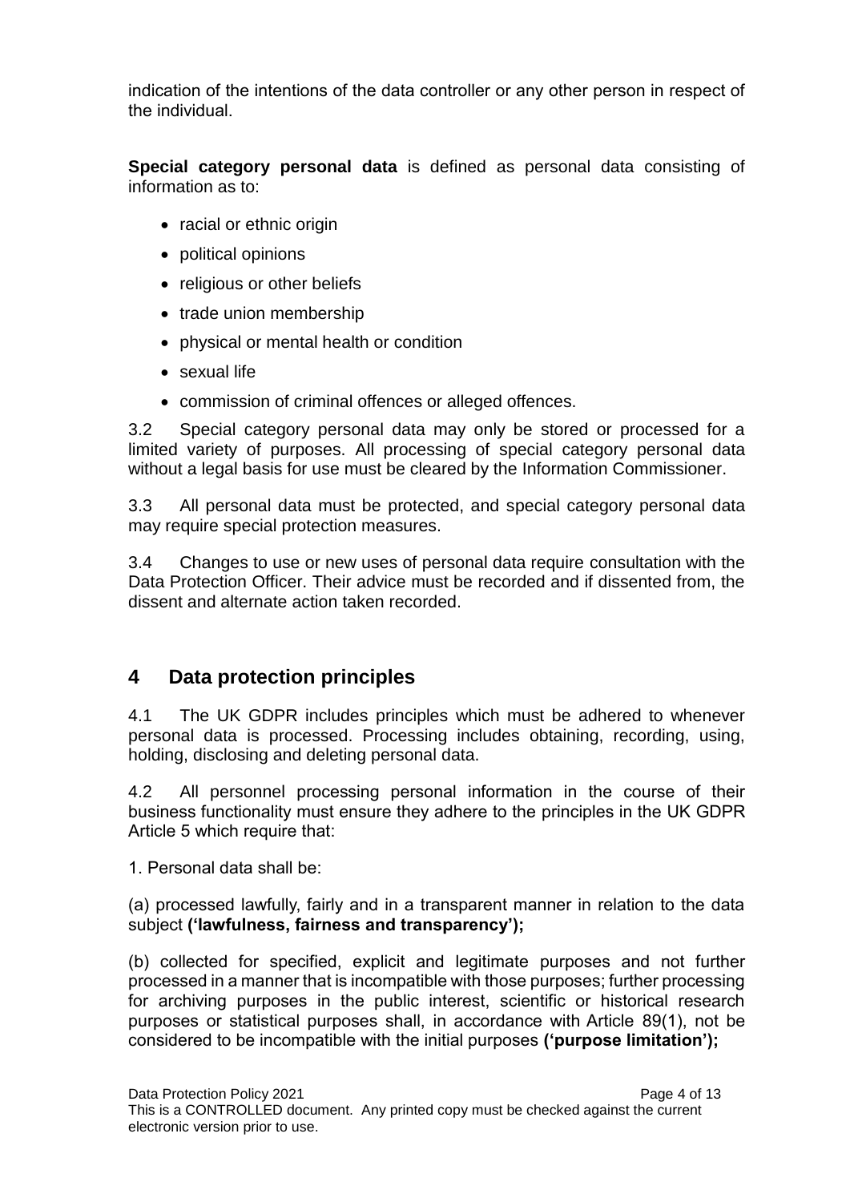indication of the intentions of the data controller or any other person in respect of the individual.

**Special category personal data** is defined as personal data consisting of information as to:

- racial or ethnic origin
- political opinions
- religious or other beliefs
- trade union membership
- physical or mental health or condition
- sexual life
- commission of criminal offences or alleged offences.

3.2 Special category personal data may only be stored or processed for a limited variety of purposes. All processing of special category personal data without a legal basis for use must be cleared by the Information Commissioner.

3.3 All personal data must be protected, and special category personal data may require special protection measures.

3.4 Changes to use or new uses of personal data require consultation with the Data Protection Officer. Their advice must be recorded and if dissented from, the dissent and alternate action taken recorded.

## 4 Data protection principles

4.1 The UK GDPR includes principles which must be adhered to whenever personal data is processed. Processing includes obtaining, recording, using, holding, disclosing and deleting personal data.

4.2 All personnel processing personal information in the course of their business functionality must ensure they adhere to the principles in the UK GDPR Article 5 which require that:

1. Personal data shall be:

(a) processed lawfully, fairly and in a transparent manner in relation to the data subject **('lawfulness, fairness and transparency');**

(b) collected for specified, explicit and legitimate purposes and not further processed in a manner that is incompatible with those purposes; further processing for archiving purposes in the public interest, scientific or historical research purposes or statistical purposes shall, in accordance with Article 89(1), not be considered to be incompatible with the initial purposes **('purpose limitation');**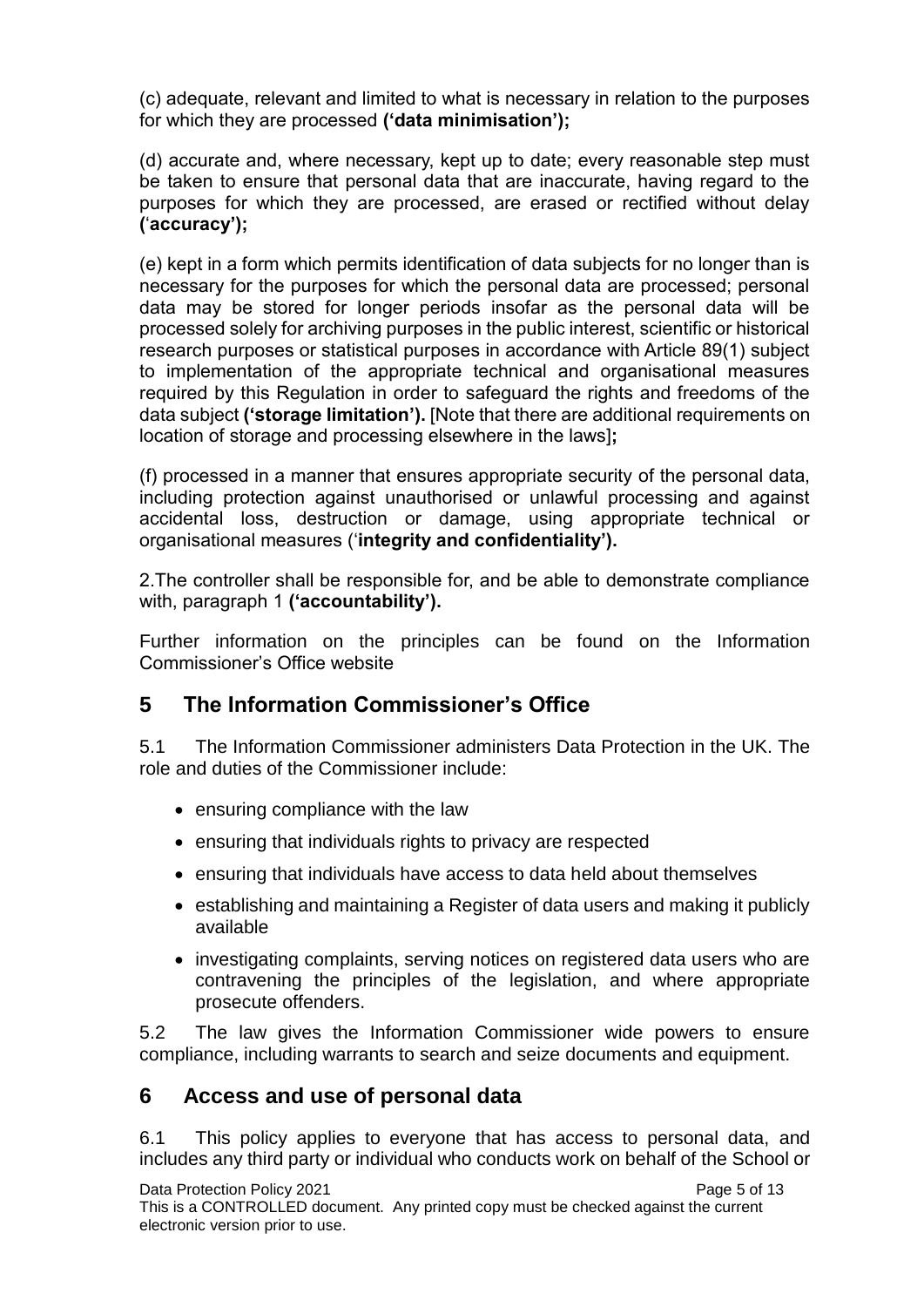(c) adequate, relevant and limited to what is necessary in relation to the purposes for which they are processed **('data minimisation');**

(d) accurate and, where necessary, kept up to date; every reasonable step must be taken to ensure that personal data that are inaccurate, having regard to the purposes for which they are processed, are erased or rectified without delay **('accuracy');**

(e) kept in a form which permits identification of data subjects for no longer than is necessary for the purposes for which the personal data are processed; personal data may be stored for longer periods insofar as the personal data will be processed solely for archiving purposes in the public interest, scientific or historical research purposes or statistical purposes in accordance with Article 89(1) subject to implementation of the appropriate technical and organisational measures required by this Regulation in order to safeguard the rights and freedoms of the data subject **('storage limitation').** [Note that there are additional requirements on location of storage and processing elsewhere in the laws]**;**

(f) processed in a manner that ensures appropriate security of the personal data, including protection against unauthorised or unlawful processing and against accidental loss, destruction or damage, using appropriate technical or organisational measures ('**integrity and confidentiality').**

2.The controller shall be responsible for, and be able to demonstrate compliance with, paragraph 1 **('accountability').**

Further information on the principles can be found on the Information Commissioner's Office website

## 5 The Information Commissioner's Office

5.1 The Information Commissioner administers Data Protection in the UK. The role and duties of the Commissioner include:

- ensuring compliance with the law
- ensuring that individuals rights to privacy are respected
- ensuring that individuals have access to data held about themselves
- establishing and maintaining a Register of data users and making it publicly available
- investigating complaints, serving notices on registered data users who are contravening the principles of the legislation, and where appropriate prosecute offenders.

5.2 The law gives the Information Commissioner wide powers to ensure compliance, including warrants to search and seize documents and equipment.

## 6 Access and use of personal data

6.1 This policy applies to everyone that has access to personal data, and includes any third party or individual who conducts work on behalf of the School or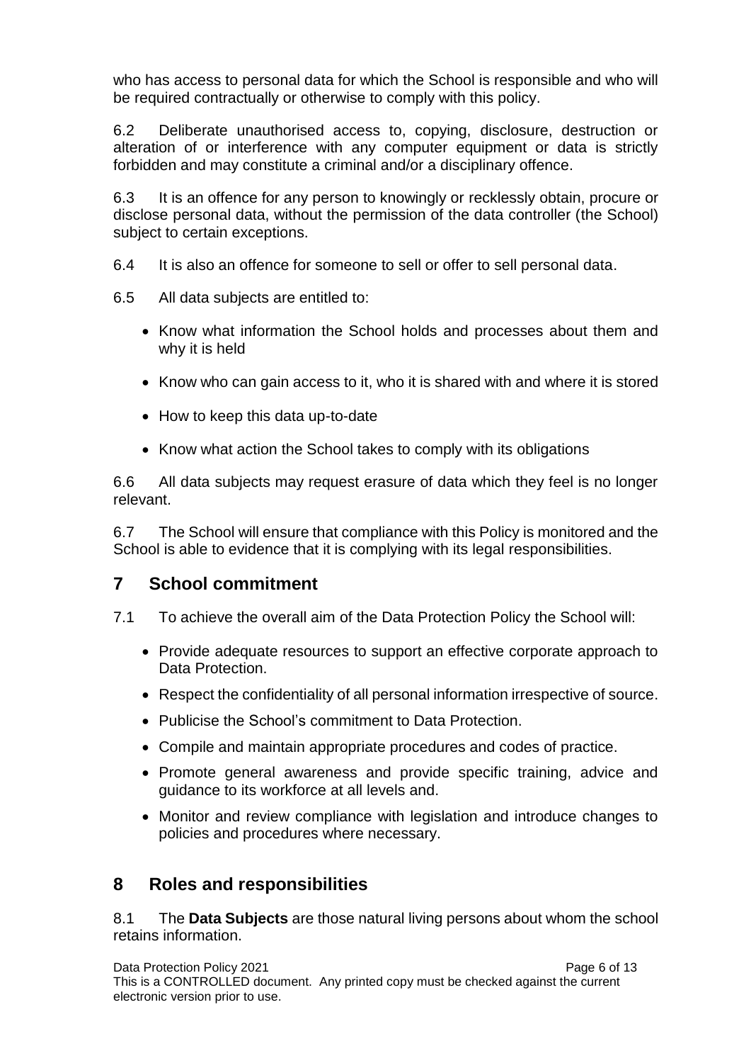who has access to personal data for which the School is responsible and who will be required contractually or otherwise to comply with this policy.

6.2 Deliberate unauthorised access to, copying, disclosure, destruction or alteration of or interference with any computer equipment or data is strictly forbidden and may constitute a criminal and/or a disciplinary offence.

6.3 It is an offence for any person to knowingly or recklessly obtain, procure or disclose personal data, without the permission of the data controller (the School) subject to certain exceptions.

6.4 It is also an offence for someone to sell or offer to sell personal data.

6.5 All data subjects are entitled to:

- Know what information the School holds and processes about them and why it is held
- Know who can gain access to it, who it is shared with and where it is stored
- How to keep this data up-to-date
- Know what action the School takes to comply with its obligations

6.6 All data subjects may request erasure of data which they feel is no longer relevant.

6.7 The School will ensure that compliance with this Policy is monitored and the School is able to evidence that it is complying with its legal responsibilities.

## 7 School commitment

7.1 To achieve the overall aim of the Data Protection Policy the School will:

- Provide adequate resources to support an effective corporate approach to Data Protection.
- Respect the confidentiality of all personal information irrespective of source.
- Publicise the School's commitment to Data Protection.
- Compile and maintain appropriate procedures and codes of practice.
- Promote general awareness and provide specific training, advice and guidance to its workforce at all levels and.
- Monitor and review compliance with legislation and introduce changes to policies and procedures where necessary.

## 8 Roles and responsibilities

8.1 The **Data Subjects** are those natural living persons about whom the school retains information.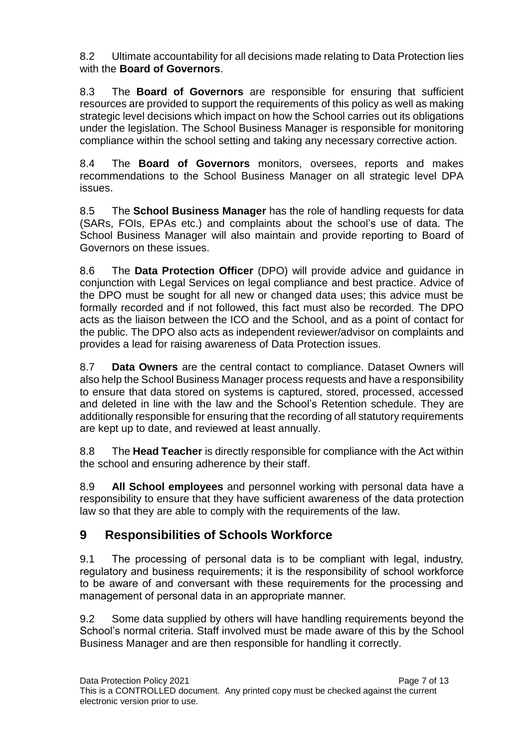8.2 Ultimate accountability for all decisions made relating to Data Protection lies with the **Board of Governors**.

8.3 The **Board of Governors** are responsible for ensuring that sufficient resources are provided to support the requirements of this policy as well as making strategic level decisions which impact on how the School carries out its obligations under the legislation. The School Business Manager is responsible for monitoring compliance within the school setting and taking any necessary corrective action.

8.4 The **Board of Governors** monitors, oversees, reports and makes recommendations to the School Business Manager on all strategic level DPA issues.

8.5 The **School Business Manager** has the role of handling requests for data (SARs, FOIs, EPAs etc.) and complaints about the school's use of data. The School Business Manager will also maintain and provide reporting to Board of Governors on these issues.

8.6 The **Data Protection Officer** (DPO) will provide advice and guidance in conjunction with Legal Services on legal compliance and best practice. Advice of the DPO must be sought for all new or changed data uses; this advice must be formally recorded and if not followed, this fact must also be recorded. The DPO acts as the liaison between the ICO and the School, and as a point of contact for the public. The DPO also acts as independent reviewer/advisor on complaints and provides a lead for raising awareness of Data Protection issues.

8.7 **Data Owners** are the central contact to compliance. Dataset Owners will also help the School Business Manager process requests and have a responsibility to ensure that data stored on systems is captured, stored, processed, accessed and deleted in line with the law and the School's Retention schedule. They are additionally responsible for ensuring that the recording of all statutory requirements are kept up to date, and reviewed at least annually.

8.8 The **Head Teacher** is directly responsible for compliance with the Act within the school and ensuring adherence by their staff.

8.9 **All School employees** and personnel working with personal data have a responsibility to ensure that they have sufficient awareness of the data protection law so that they are able to comply with the requirements of the law.

## 9 Responsibilities of Schools Workforce

9.1 The processing of personal data is to be compliant with legal, industry, regulatory and business requirements; it is the responsibility of school workforce to be aware of and conversant with these requirements for the processing and management of personal data in an appropriate manner.

9.2 Some data supplied by others will have handling requirements beyond the School's normal criteria. Staff involved must be made aware of this by the School Business Manager and are then responsible for handling it correctly.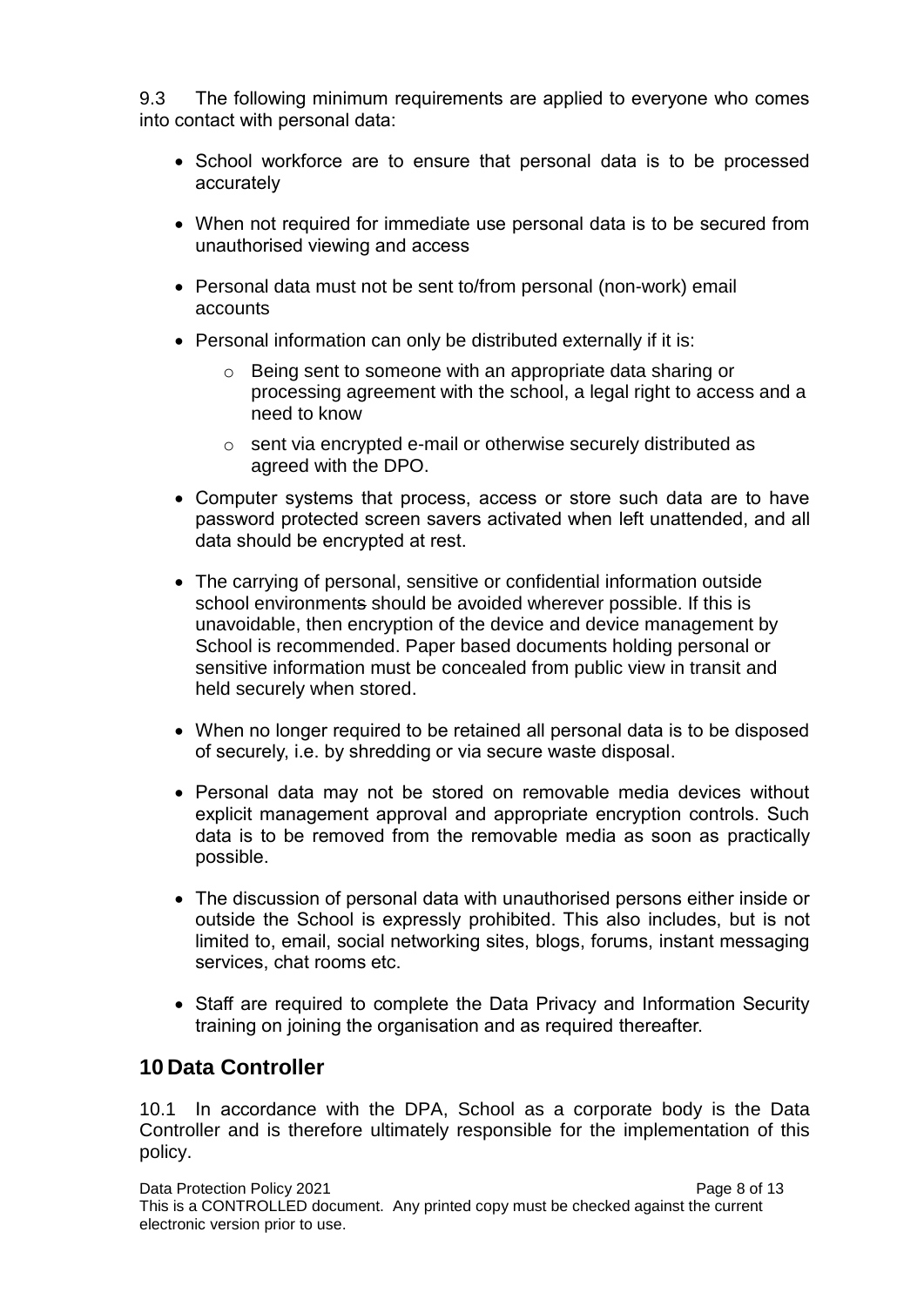9.3 The following minimum requirements are applied to everyone who comes into contact with personal data:

- School workforce are to ensure that personal data is to be processed accurately
- When not required for immediate use personal data is to be secured from unauthorised viewing and access
- Personal data must not be sent to/from personal (non-work) email accounts
- Personal information can only be distributed externally if it is:
    - Being sent to someone with an appropriate data sharing or processing agreement with the school, a legal right to access and a need to know
    - sent via encrypted e-mail or otherwise securely distributed as agreed with the DPO.
- Computer systems that process, access or store such data are to have password protected screen savers activated when left unattended, and all data should be encrypted at rest.
- The carrying of personal, sensitive or confidential information outside school environments should be avoided wherever possible. If this is unavoidable, then encryption of the device and device management by School is recommended. Paper based documents holding personal or sensitive information must be concealed from public view in transit and held securely when stored.
- When no longer required to be retained all personal data is to be disposed of securely, i.e. by shredding or via secure waste disposal.
- Personal data may not be stored on removable media devices without explicit management approval and appropriate encryption controls. Such data is to be removed from the removable media as soon as practically possible.
- The discussion of personal data with unauthorised persons either inside or outside the School is expressly prohibited. This also includes, but is not limited to, email, social networking sites, blogs, forums, instant messaging services, chat rooms etc.
- Staff are required to complete the Data Privacy and Information Security training on joining the organisation and as required thereafter.

## 10 Data Controller

10.1 In accordance with the DPA, School as a corporate body is the Data Controller and is therefore ultimately responsible for the implementation of this policy.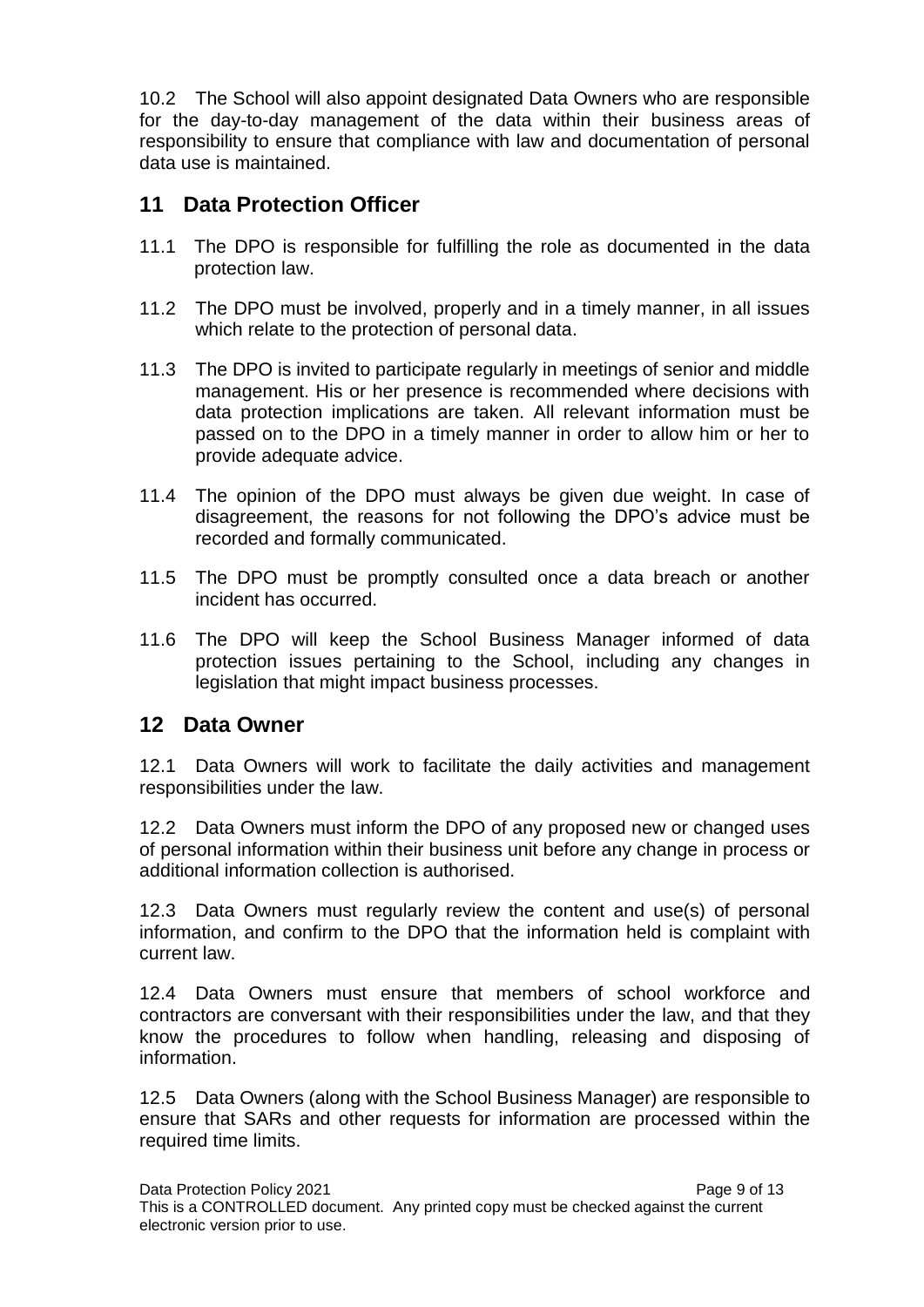10.2 The School will also appoint designated Data Owners who are responsible for the day-to-day management of the data within their business areas of responsibility to ensure that compliance with law and documentation of personal data use is maintained.

## 11 Data Protection Officer

11.1 The DPO is responsible for fulfilling the role as documented in the data protection law.

11.2 The DPO must be involved, properly and in a timely manner, in all issues which relate to the protection of personal data.

11.3 The DPO is invited to participate regularly in meetings of senior and middle management. His or her presence is recommended where decisions with data protection implications are taken. All relevant information must be passed on to the DPO in a timely manner in order to allow him or her to provide adequate advice.

11.4 The opinion of the DPO must always be given due weight. In case of disagreement, the reasons for not following the DPO's advice must be recorded and formally communicated.

11.5 The DPO must be promptly consulted once a data breach or another incident has occurred.

11.6 The DPO will keep the School Business Manager informed of data protection issues pertaining to the School, including any changes in legislation that might impact business processes.

## 12 Data Owner

12.1 Data Owners will work to facilitate the daily activities and management responsibilities under the law.

12.2 Data Owners must inform the DPO of any proposed new or changed uses of personal information within their business unit before any change in process or additional information collection is authorised.

12.3 Data Owners must regularly review the content and use(s) of personal information, and confirm to the DPO that the information held is complaint with current law.

12.4 Data Owners must ensure that members of school workforce and contractors are conversant with their responsibilities under the law, and that they know the procedures to follow when handling, releasing and disposing of information.

12.5 Data Owners (along with the School Business Manager) are responsible to ensure that SARs and other requests for information are processed within the required time limits.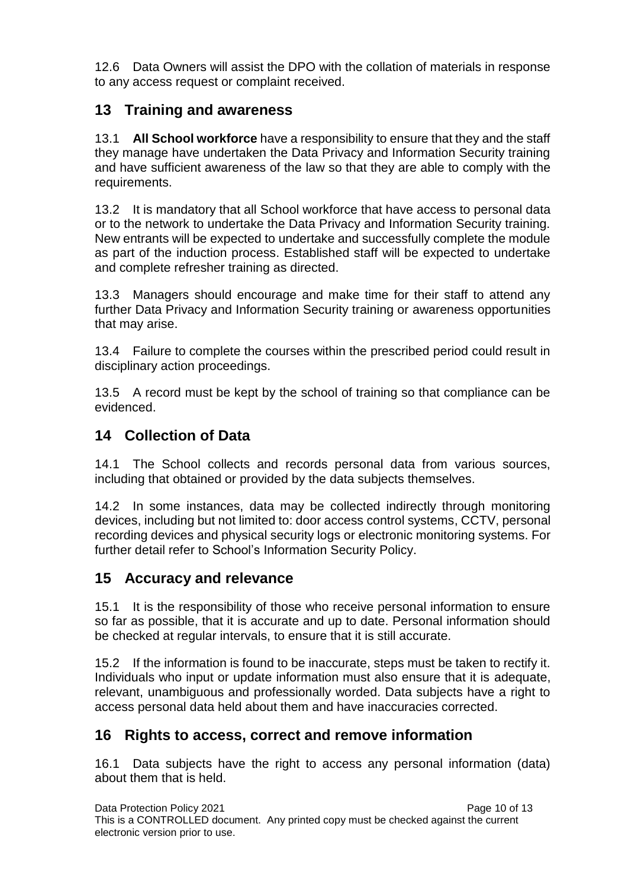12.6 Data Owners will assist the DPO with the collation of materials in response to any access request or complaint received.

## 13 Training and awareness

13.1 **All School workforce** have a responsibility to ensure that they and the staff they manage have undertaken the Data Privacy and Information Security training and have sufficient awareness of the law so that they are able to comply with the requirements.

13.2 It is mandatory that all School workforce that have access to personal data or to the network to undertake the Data Privacy and Information Security training. New entrants will be expected to undertake and successfully complete the module as part of the induction process. Established staff will be expected to undertake and complete refresher training as directed.

13.3 Managers should encourage and make time for their staff to attend any further Data Privacy and Information Security training or awareness opportunities that may arise.

13.4 Failure to complete the courses within the prescribed period could result in disciplinary action proceedings.

13.5 A record must be kept by the school of training so that compliance can be evidenced.

## 14 Collection of Data

14.1 The School collects and records personal data from various sources, including that obtained or provided by the data subjects themselves.

14.2 In some instances, data may be collected indirectly through monitoring devices, including but not limited to: door access control systems, CCTV, personal recording devices and physical security logs or electronic monitoring systems. For further detail refer to School's Information Security Policy.

## 15 Accuracy and relevance

15.1 It is the responsibility of those who receive personal information to ensure so far as possible, that it is accurate and up to date. Personal information should be checked at regular intervals, to ensure that it is still accurate.

15.2 If the information is found to be inaccurate, steps must be taken to rectify it. Individuals who input or update information must also ensure that it is adequate, relevant, unambiguous and professionally worded. Data subjects have a right to access personal data held about them and have inaccuracies corrected.

## 16 Rights to access, correct and remove information

16.1 Data subjects have the right to access any personal information (data) about them that is held.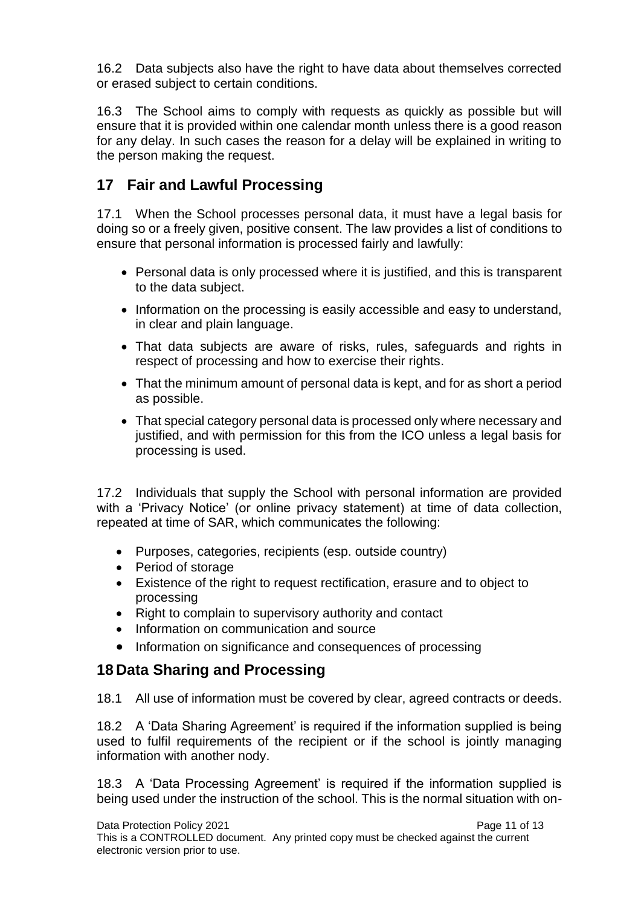16.2 Data subjects also have the right to have data about themselves corrected or erased subject to certain conditions.

16.3 The School aims to comply with requests as quickly as possible but will ensure that it is provided within one calendar month unless there is a good reason for any delay. In such cases the reason for a delay will be explained in writing to the person making the request.

## 17 Fair and Lawful Processing

17.1 When the School processes personal data, it must have a legal basis for doing so or a freely given, positive consent. The law provides a list of conditions to ensure that personal information is processed fairly and lawfully:

- Personal data is only processed where it is justified, and this is transparent to the data subject.
- Information on the processing is easily accessible and easy to understand, in clear and plain language.
- That data subjects are aware of risks, rules, safeguards and rights in respect of processing and how to exercise their rights.
- That the minimum amount of personal data is kept, and for as short a period as possible.
- That special category personal data is processed only where necessary and justified, and with permission for this from the ICO unless a legal basis for processing is used.

17.2 Individuals that supply the School with personal information are provided with a 'Privacy Notice' (or online privacy statement) at time of data collection, repeated at time of SAR, which communicates the following:

- Purposes, categories, recipients (esp. outside country)
- Period of storage
- Existence of the right to request rectification, erasure and to object to processing
- Right to complain to supervisory authority and contact
- Information on communication and source
- Information on significance and consequences of processing

## 18 Data Sharing and Processing

18.1 All use of information must be covered by clear, agreed contracts or deeds.

18.2 A 'Data Sharing Agreement' is required if the information supplied is being used to fulfil requirements of the recipient or if the school is jointly managing information with another nody.

18.3 A 'Data Processing Agreement' is required if the information supplied is being used under the instruction of the school. This is the normal situation with on-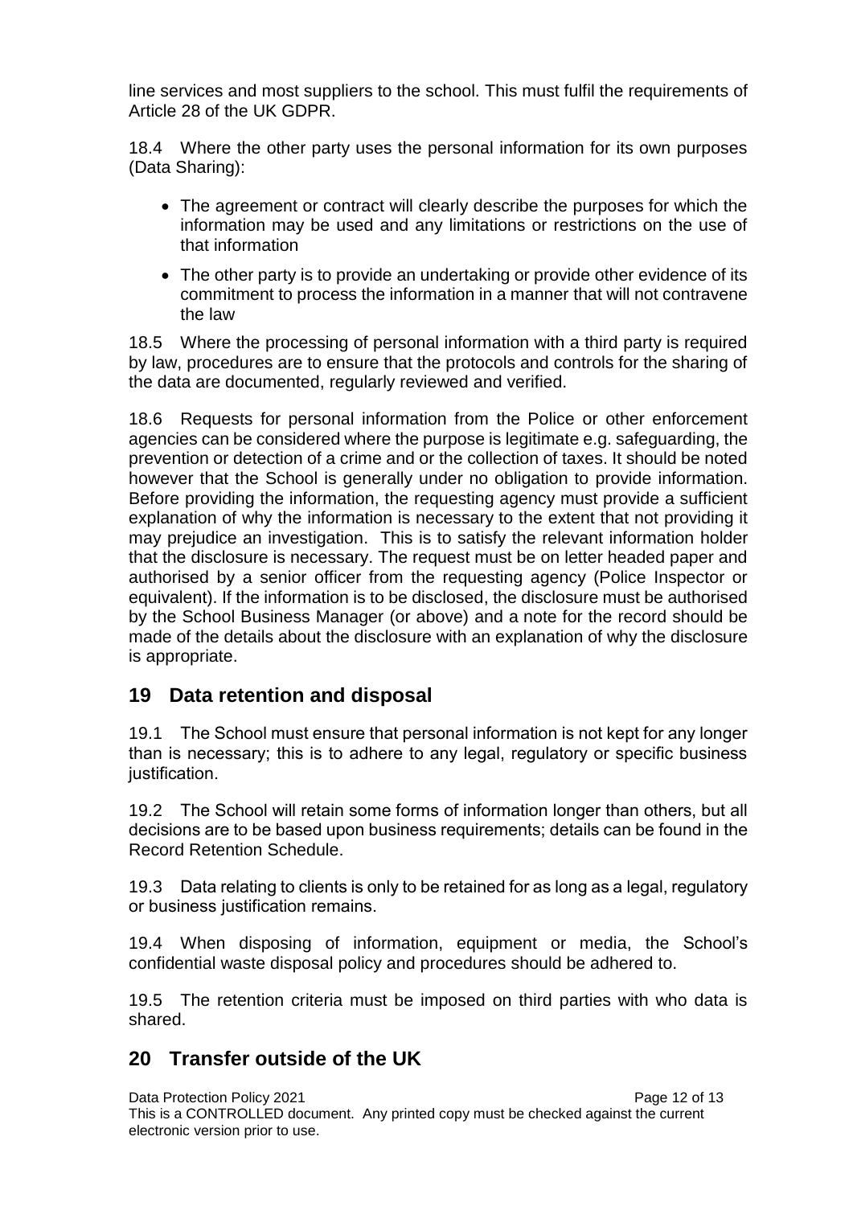line services and most suppliers to the school. This must fulfil the requirements of Article 28 of the UK GDPR.

18.4 Where the other party uses the personal information for its own purposes (Data Sharing):

- The agreement or contract will clearly describe the purposes for which the information may be used and any limitations or restrictions on the use of that information
- The other party is to provide an undertaking or provide other evidence of its commitment to process the information in a manner that will not contravene the law

18.5 Where the processing of personal information with a third party is required by law, procedures are to ensure that the protocols and controls for the sharing of the data are documented, regularly reviewed and verified.

18.6 Requests for personal information from the Police or other enforcement agencies can be considered where the purpose is legitimate e.g. safeguarding, the prevention or detection of a crime and or the collection of taxes. It should be noted however that the School is generally under no obligation to provide information. Before providing the information, the requesting agency must provide a sufficient explanation of why the information is necessary to the extent that not providing it may prejudice an investigation. This is to satisfy the relevant information holder that the disclosure is necessary. The request must be on letter headed paper and authorised by a senior officer from the requesting agency (Police Inspector or equivalent). If the information is to be disclosed, the disclosure must be authorised by the School Business Manager (or above) and a note for the record should be made of the details about the disclosure with an explanation of why the disclosure is appropriate.

## 19 Data retention and disposal

19.1 The School must ensure that personal information is not kept for any longer than is necessary; this is to adhere to any legal, regulatory or specific business justification.

19.2 The School will retain some forms of information longer than others, but all decisions are to be based upon business requirements; details can be found in the Record Retention Schedule.

19.3 Data relating to clients is only to be retained for as long as a legal, regulatory or business justification remains.

19.4 When disposing of information, equipment or media, the School's confidential waste disposal policy and procedures should be adhered to.

19.5 The retention criteria must be imposed on third parties with who data is shared.

## 20 Transfer outside of the UK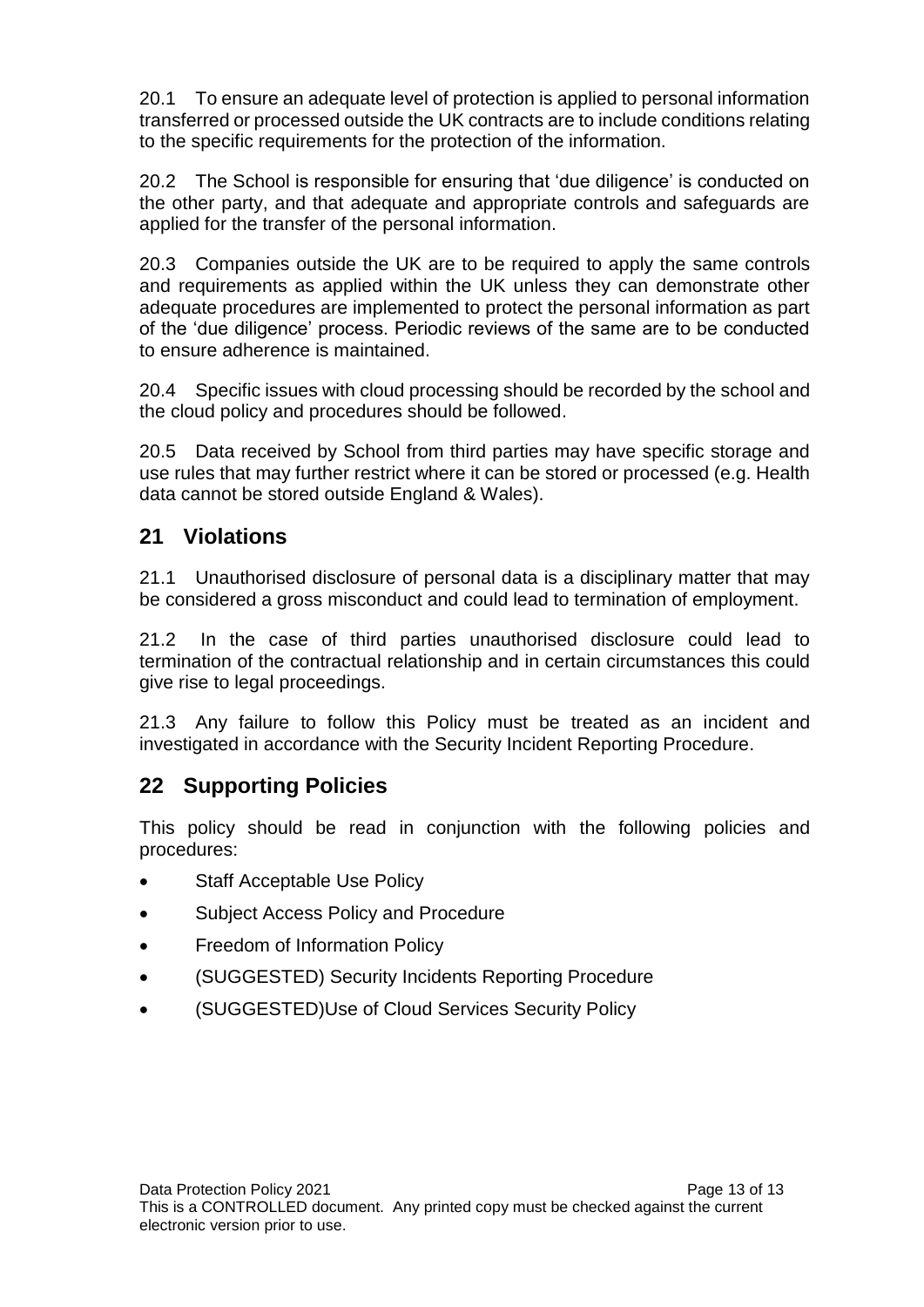20.1 To ensure an adequate level of protection is applied to personal information transferred or processed outside the UK contracts are to include conditions relating to the specific requirements for the protection of the information.

20.2 The School is responsible for ensuring that 'due diligence' is conducted on the other party, and that adequate and appropriate controls and safeguards are applied for the transfer of the personal information.

20.3 Companies outside the UK are to be required to apply the same controls and requirements as applied within the UK unless they can demonstrate other adequate procedures are implemented to protect the personal information as part of the 'due diligence' process. Periodic reviews of the same are to be conducted to ensure adherence is maintained.

20.4 Specific issues with cloud processing should be recorded by the school and the cloud policy and procedures should be followed.

20.5 Data received by School from third parties may have specific storage and use rules that may further restrict where it can be stored or processed (e.g. Health data cannot be stored outside England & Wales).

## 21 Violations

21.1 Unauthorised disclosure of personal data is a disciplinary matter that may be considered a gross misconduct and could lead to termination of employment.

21.2 In the case of third parties unauthorised disclosure could lead to termination of the contractual relationship and in certain circumstances this could give rise to legal proceedings.

21.3 Any failure to follow this Policy must be treated as an incident and investigated in accordance with the Security Incident Reporting Procedure.

## 22 Supporting Policies

This policy should be read in conjunction with the following policies and procedures:

- Staff Acceptable Use Policy
- Subject Access Policy and Procedure
- Freedom of Information Policy
- (SUGGESTED) Security Incidents Reporting Procedure
- (SUGGESTED)Use of Cloud Services Security Policy

Data Protection Policy 2021

This is a CONTROLLED document. Any printed copy must be checked against the current electronic version prior to use.